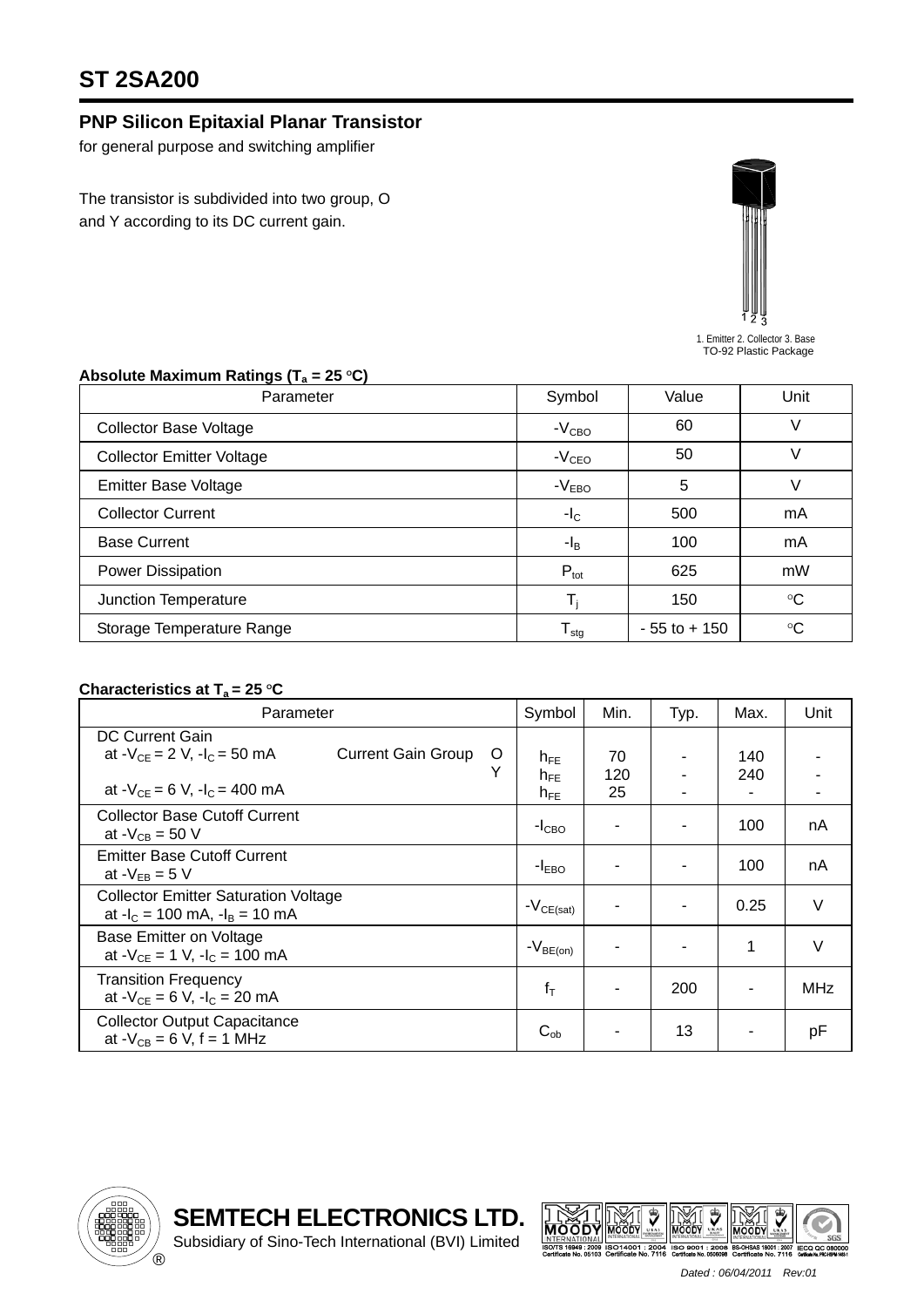# ST 2SA200

## PNP Silicon Epitaxial Planar Transistor

for general purpose and switching amplifier

The transistor is subdivided into two group, O and Y according to its DC current gain.

1. Emitter 2. Collector 3. Base
TO-92 Plastic Package

### Absolute Maximum Ratings ($T_a$ = 25 °C)

| Parameter | Symbol | Value | Unit |
|---|---|---|---|
| Collector Base Voltage | $-V_{CBO}$ | 60 | V |
| Collector Emitter Voltage | $-V_{CEO}$ | 50 | V |
| Emitter Base Voltage | $-V_{EBO}$ | 5 | V |
| Collector Current | $-I_C$ | 500 | mA |
| Base Current | $-I_B$ | 100 | mA |
| Power Dissipation | $P_{tot}$ | 625 | mW |
| Junction Temperature | $T_j$ | 150 | °C |
| Storage Temperature Range | $T_{stg}$ | - 55 to + 150 | °C |

### Characteristics at $T_a$ = 25 °C

| Parameter | Symbol | Min. | Typ. | Max. | Unit |
|---|---|---|---|---|---|
| DC Current Gain<br>at $-V_{CE}$ = 2 V, $-I_C$ = 50 mA Current Gain Group O | $h_{FE}$ | 70 | - | 140 | - |
| Y | $h_{FE}$ | 120 | - | 240 | - |
| at $-V_{CE}$ = 6 V, $-I_C$ = 400 mA | $h_{FE}$ | 25 | - | - | - |
| Collector Base Cutoff Current<br>at $-V_{CB}$ = 50 V | $-I_{CBO}$ | - | - | 100 | nA |
| Emitter Base Cutoff Current<br>at $-V_{EB}$ = 5 V | $-I_{EBO}$ | - | - | 100 | nA |
| Collector Emitter Saturation Voltage<br>at $-I_C$ = 100 mA, $-I_B$ = 10 mA | $-V_{CE(sat)}$ | - | - | 0.25 | V |
| Base Emitter on Voltage<br>at $-V_{CE}$ = 1 V, $-I_C$ = 100 mA | $-V_{BE(on)}$ | - | - | 1 | V |
| Transition Frequency<br>at $-V_{CE}$ = 6 V, $-I_C$ = 20 mA | $f_T$ | - | 200 | - | MHz |
| Collector Output Capacitance<br>at $-V_{CB}$ = 6 V, f = 1 MHz | $C_{ob}$ | - | 13 | - | pF |

**SEMTECH ELECTRONICS LTD.**
Subsidiary of Sino-Tech International (BVI) Limited

Dated : 06/04/2011 Rev:01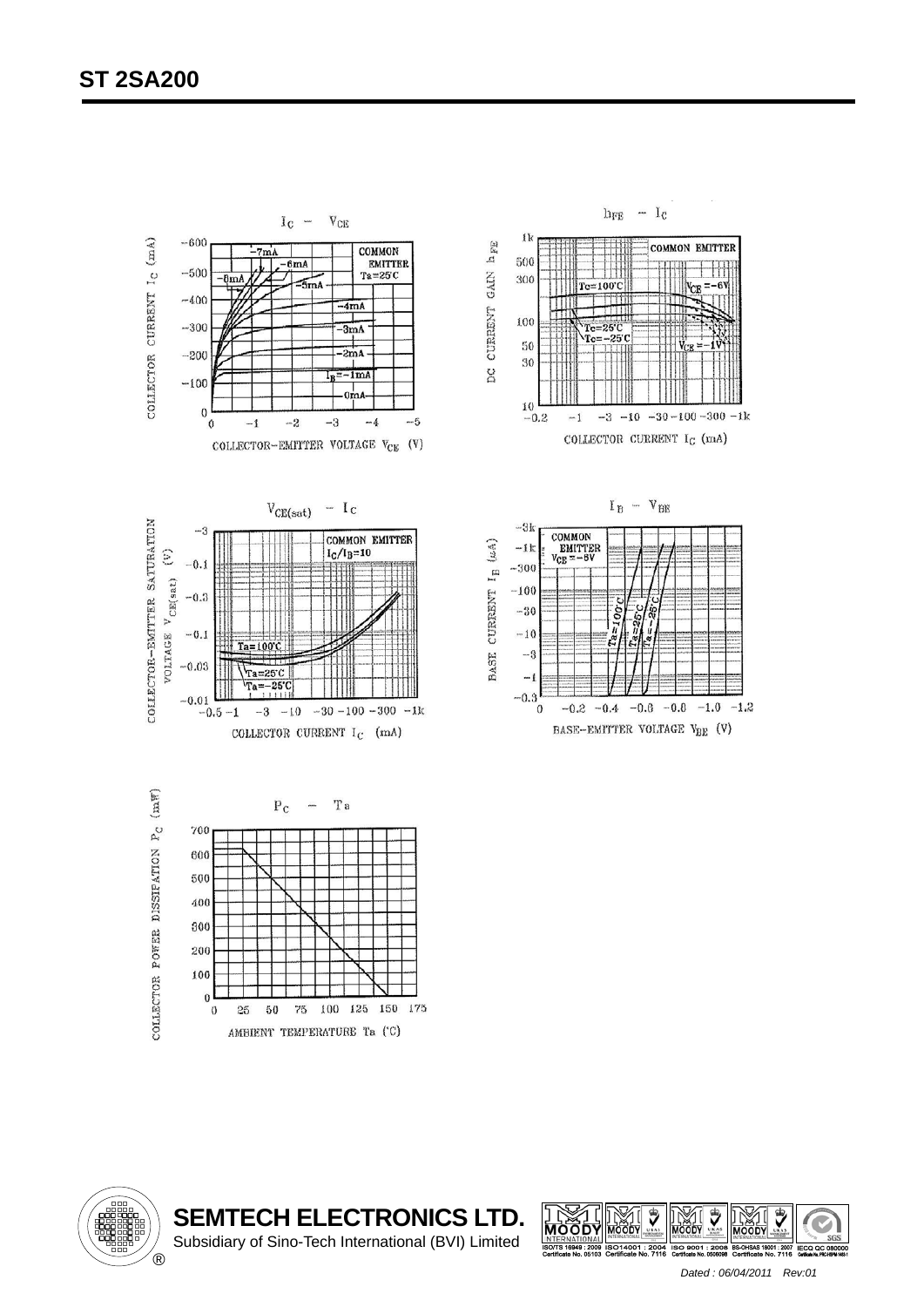## ST 2SA200

$I_C$ — $V_{CE}$

COLLECTOR CURRENT $I_C$ (mA)

COMMON EMITTER
Ta=25°C

-7mA
-6mA
-8mA
-5mA
-4mA
-3mA
-2mA
$I_B$=-1mA
0mA

-600
-500
-400
-300
-200
-100
0

0 -1 -2 -3 -4 -5

COLLECTOR-EMITTER VOLTAGE $V_{CE}$ (V)

$h_{FE}$ — $I_C$

DC CURRENT GAIN $h_{FE}$

COMMON EMITTER

Tc=100°C
$V_{CE}$=-6V
Tc=25°C
Tc=-25°C
$V_{CE}$=-1V

1k
500
300
100
50
30
10

-0.2 -1 -3 -10 -30 -100 -300 -1k

COLLECTOR CURRENT $I_C$ (mA)

$V_{CE(sat)}$ — $I_C$

COLLECTOR-EMITTER SATURATION VOLTAGE $V_{CE(sat)}$ (V)

COMMON EMITTER
$I_C/I_B$=10

Ta=100°C
Ta=25°C
Ta=-25°C

-3
-0.1
-0.3
-0.1
-0.03
-0.01

-0.5 -1 -3 -10 -30 -100 -300 -1k

COLLECTOR CURRENT $I_C$ (mA)

$I_B$ — $V_{BE}$

BASE CURRENT $I_B$ (μA)

COMMON EMITTER
$V_{CE}$=-6V

Ta=100°C
Ta=25°C
Ta=-25°C

-3k
-1k
-300
-100
-30
-10
-3
-1
-0.3

0 -0.2 -0.4 -0.6 -0.8 -1.0 -1.2

BASE-EMITTER VOLTAGE $V_{BE}$ (V)

$P_C$ — Ta

COLLECTOR POWER DISSIPATION $P_C$ (mW)

700
600
500
400
300
200
100
0

0 25 50 75 100 125 150 175

AMBIENT TEMPERATURE Ta (°C)

**SEMTECH ELECTRONICS LTD.**

Subsidiary of Sino-Tech International (BVI) Limited

ISO/TS 16949 : 2009 Certificate No. 05103
ISO14001 : 2004 Certificate No. 7116
ISO 9001 : 2008 Certificate No. 0505098
BS-OHSAS 18001 : 2007 Certificate No. 7116
IECQ QC 080000

*Dated : 06/04/2011 Rev:01*